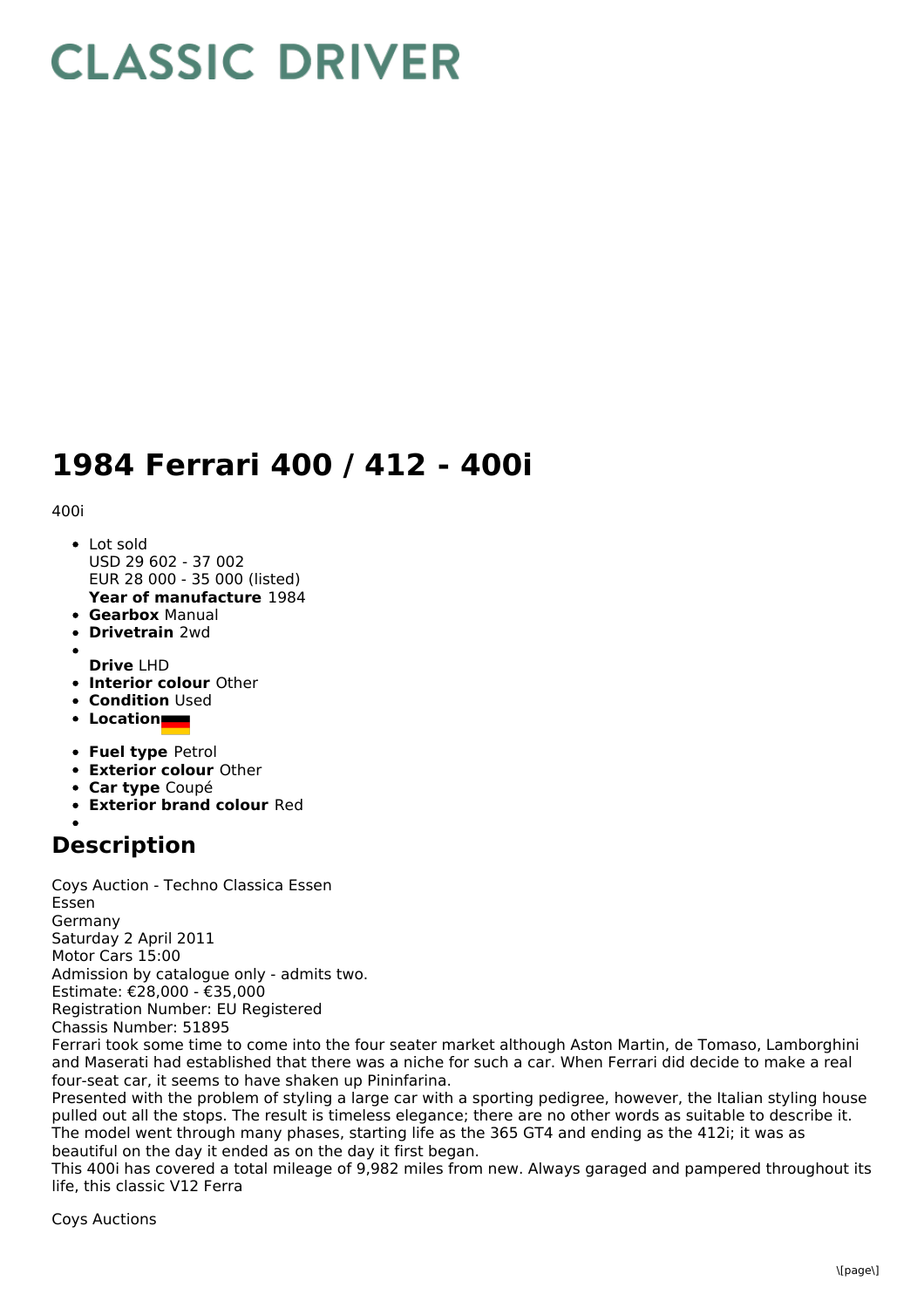# CLASSIC DRIVER

# 1984 Ferrari 400 / 412 - 400i

400i

- Lot sold
  USD 29 602 - 37 002
  EUR 28 000 - 35 000 (listed)
  **Year of manufacture** 1984
- **Gearbox** Manual
- **Drivetrain** 2wd
- 
  **Drive** LHD
- **Interior colour** Other
- **Condition** Used
- **Location**
- **Fuel type** Petrol
- **Exterior colour** Other
- **Car type** Coupé
- **Exterior brand colour** Red
- 

## Description

Coys Auction - Techno Classica Essen
Essen
Germany
Saturday 2 April 2011
Motor Cars 15:00
Admission by catalogue only - admits two.
Estimate: €28,000 - €35,000
Registration Number: EU Registered
Chassis Number: 51895
Ferrari took some time to come into the four seater market although Aston Martin, de Tomaso, Lamborghini and Maserati had established that there was a niche for such a car. When Ferrari did decide to make a real four-seat car, it seems to have shaken up Pininfarina.
Presented with the problem of styling a large car with a sporting pedigree, however, the Italian styling house pulled out all the stops. The result is timeless elegance; there are no other words as suitable to describe it. The model went through many phases, starting life as the 365 GT4 and ending as the 412i; it was as beautiful on the day it ended as on the day it first began.
This 400i has covered a total mileage of 9,982 miles from new. Always garaged and pampered throughout its life, this classic V12 Ferra

Coys Auctions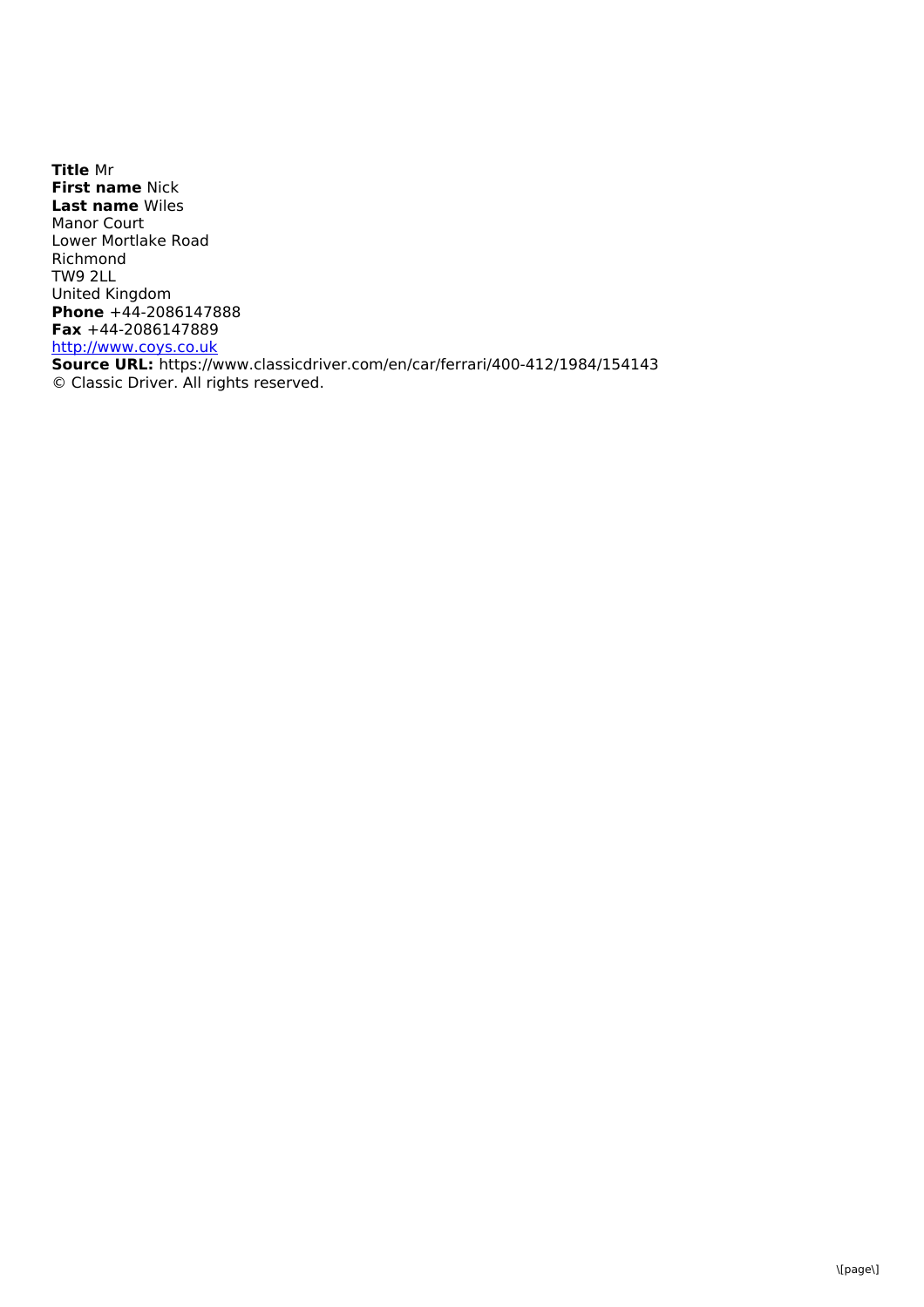**Title** Mr
**First name** Nick
**Last name** Wiles
Manor Court
Lower Mortlake Road
Richmond
TW9 2LL
United Kingdom
**Phone** +44-2086147888
**Fax** +44-2086147889
[http://www.coys.co.uk](http://www.coys.co.uk)
**Source URL:** https://www.classicdriver.com/en/car/ferrari/400-412/1984/154143
© Classic Driver. All rights reserved.